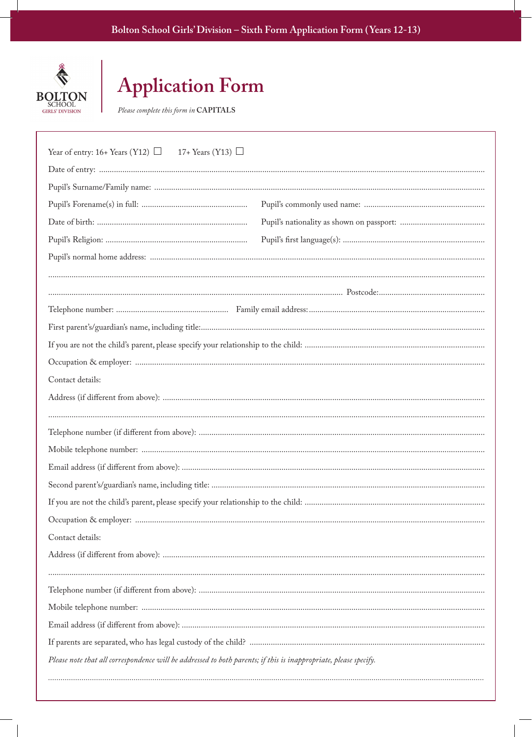Bolton School Girls' Division – Sixth Form Application Form (Years 12-13)

BOLTON SCHOOL GIRLS' DIVISION

# Application Form

*Please complete this form in* **CAPITALS**

Year of entry: 16+ Years (Y12) ☐ 17+ Years (Y13) ☐

Date of entry: ..........

Pupil's Surname/Family name: ..........

Pupil's Forename(s) in full: .......... Pupil's commonly used name: ..........

Date of birth: .......... Pupil's nationality as shown on passport: ..........

Pupil's Religion: .......... Pupil's first language(s): ..........

Pupil's normal home address: ..........

..........

.......... Postcode: ..........

Telephone number: .......... Family email address: ..........

First parent's/guardian's name, including title: ..........

If you are not the child's parent, please specify your relationship to the child: ..........

Occupation & employer: ..........

Contact details:

Address (if different from above): ..........

..........

Telephone number (if different from above): ..........

Mobile telephone number: ..........

Email address (if different from above): ..........

Second parent's/guardian's name, including title: ..........

If you are not the child's parent, please specify your relationship to the child: ..........

Occupation & employer: ..........

Contact details:

Address (if different from above): ..........

..........

Telephone number (if different from above): ..........

Mobile telephone number: ..........

Email address (if different from above): ..........

If parents are separated, who has legal custody of the child? ..........

*Please note that all correspondence will be addressed to both parents; if this is inappropriate, please specify.*

..........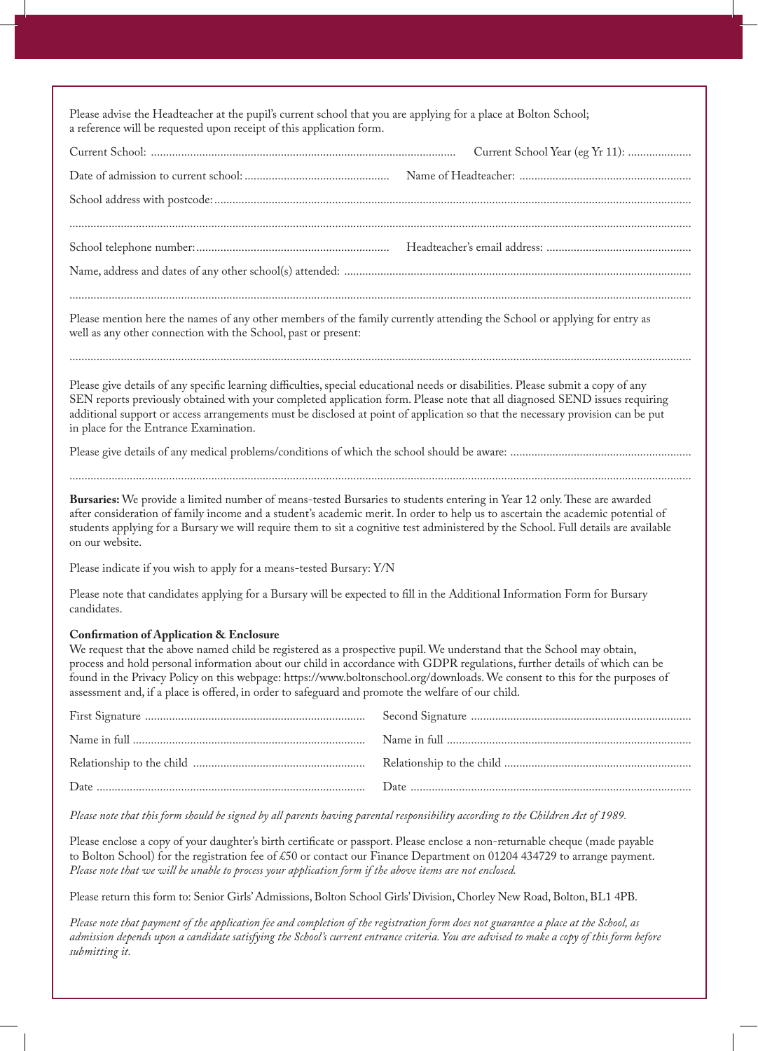Please advise the Headteacher at the pupil's current school that you are applying for a place at Bolton School; a reference will be requested upon receipt of this application form.

Current School: ............................................................................................... Current School Year (eg Yr 11): ....................

Date of admission to current school: ............................................... Name of Headteacher: .......................................................

School address with postcode: ..........................................................................................................................................................

.................................................................................................................................................................................................

School telephone number: ............................................................... Headteacher's email address: ...............................................

Name, address and dates of any other school(s) attended: ................................................................................................................

.................................................................................................................................................................................................

Please mention here the names of any other members of the family currently attending the School or applying for entry as well as any other connection with the School, past or present:

.................................................................................................................................................................................................

Please give details of any specific learning difficulties, special educational needs or disabilities. Please submit a copy of any SEN reports previously obtained with your completed application form. Please note that all diagnosed SEND issues requiring additional support or access arrangements must be disclosed at point of application so that the necessary provision can be put in place for the Entrance Examination.

Please give details of any medical problems/conditions of which the school should be aware: ..........................................................

.................................................................................................................................................................................................

**Bursaries:** We provide a limited number of means-tested Bursaries to students entering in Year 12 only. These are awarded after consideration of family income and a student's academic merit. In order to help us to ascertain the academic potential of students applying for a Bursary we will require them to sit a cognitive test administered by the School. Full details are available on our website.

Please indicate if you wish to apply for a means-tested Bursary: Y/N

Please note that candidates applying for a Bursary will be expected to fill in the Additional Information Form for Bursary candidates.

**Confirmation of Application & Enclosure**

We request that the above named child be registered as a prospective pupil. We understand that the School may obtain, process and hold personal information about our child in accordance with GDPR regulations, further details of which can be found in the Privacy Policy on this webpage: https://www.boltonschool.org/downloads. We consent to this for the purposes of assessment and, if a place is offered, in order to safeguard and promote the welfare of our child.

First Signature ........................................................................ Second Signature ........................................................................

Name in full ............................................................................ Name in full ...............................................................................

Relationship to the child ........................................................ Relationship to the child ............................................................

Date ........................................................................................ Date ...........................................................................................

*Please note that this form should be signed by all parents having parental responsibility according to the Children Act of 1989.*

Please enclose a copy of your daughter's birth certificate or passport. Please enclose a non-returnable cheque (made payable to Bolton School) for the registration fee of £50 or contact our Finance Department on 01204 434729 to arrange payment. *Please note that we will be unable to process your application form if the above items are not enclosed.*

Please return this form to: Senior Girls' Admissions, Bolton School Girls' Division, Chorley New Road, Bolton, BL1 4PB.

*Please note that payment of the application fee and completion of the registration form does not guarantee a place at the School, as admission depends upon a candidate satisfying the School's current entrance criteria. You are advised to make a copy of this form before submitting it.*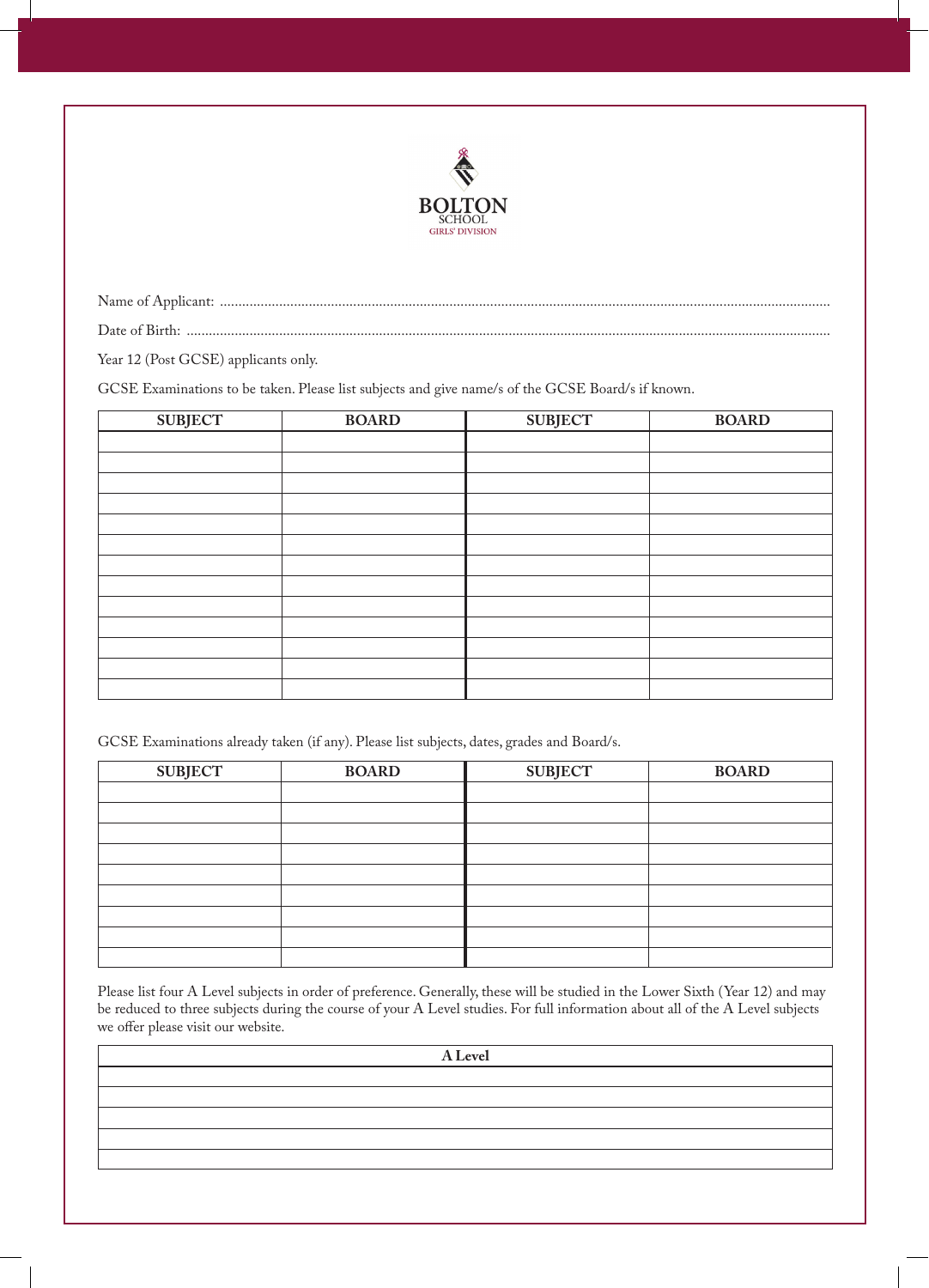BOLTON SCHOOL GIRLS' DIVISION

Name of Applicant: ..........................................................................................................................................................

Date of Birth: ...................................................................................................................................................................

Year 12 (Post GCSE) applicants only.

GCSE Examinations to be taken. Please list subjects and give name/s of the GCSE Board/s if known.

| SUBJECT | BOARD | SUBJECT | BOARD |
|---|---|---|---|
| | | | |
| | | | |
| | | | |
| | | | |
| | | | |
| | | | |
| | | | |
| | | | |
| | | | |
| | | | |
| | | | |
| | | | |
| | | | |

GCSE Examinations already taken (if any). Please list subjects, dates, grades and Board/s.

| SUBJECT | BOARD | SUBJECT | BOARD |
|---|---|---|---|
| | | | |
| | | | |
| | | | |
| | | | |
| | | | |
| | | | |
| | | | |
| | | | |
| | | | |

Please list four A Level subjects in order of preference. Generally, these will be studied in the Lower Sixth (Year 12) and may be reduced to three subjects during the course of your A Level studies. For full information about all of the A Level subjects we offer please visit our website.

| A Level |
|---|
| |
| |
| |
| |
| |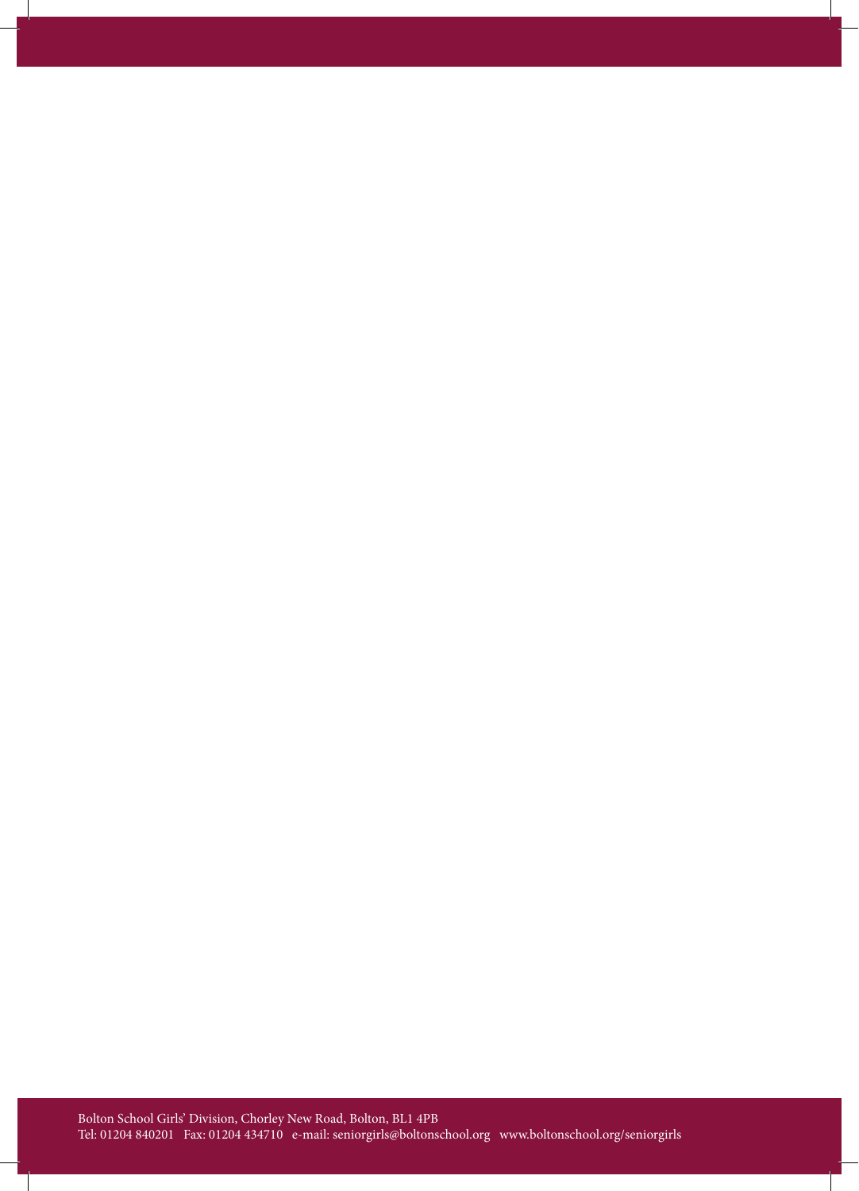Bolton School Girls' Division, Chorley New Road, Bolton, BL1 4PB
Tel: 01204 840201 Fax: 01204 434710 e-mail: seniorgirls@boltonschool.org www.boltonschool.org/seniorgirls